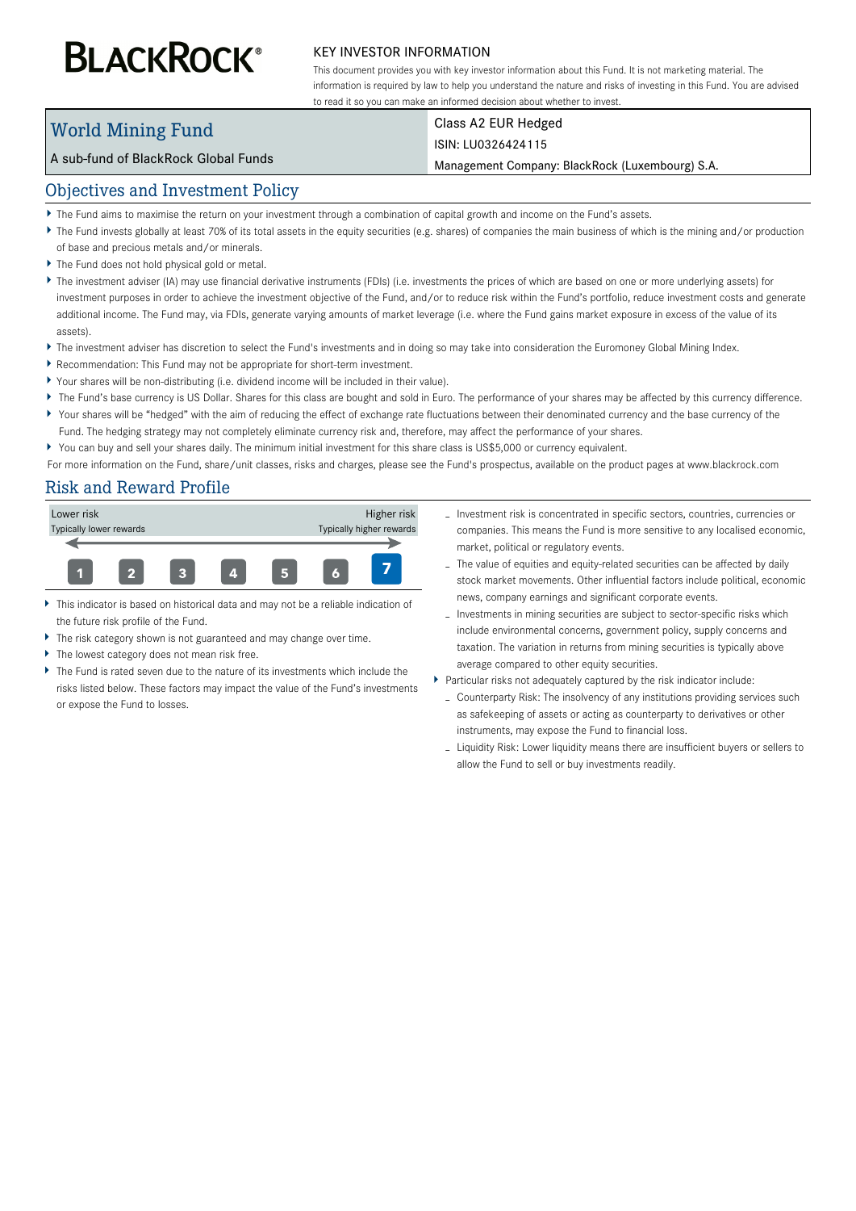# BLACKROCK®

KEY INVESTOR INFORMATION

This document provides you with key investor information about this Fund. It is not marketing material. The information is required by law to help you understand the nature and risks of investing in this Fund. You are advised to read it so you can make an informed decision about whether to invest.

| World Mining Fund | Class A2 EUR Hedged |
|---|---|
| A sub-fund of BlackRock Global Funds | ISIN: LU0326424115 |
| | Management Company: BlackRock (Luxembourg) S.A. |

## Objectives and Investment Policy

- The Fund aims to maximise the return on your investment through a combination of capital growth and income on the Fund's assets.
- The Fund invests globally at least 70% of its total assets in the equity securities (e.g. shares) of companies the main business of which is the mining and/or production of base and precious metals and/or minerals.
- The Fund does not hold physical gold or metal.
- The investment adviser (IA) may use financial derivative instruments (FDIs) (i.e. investments the prices of which are based on one or more underlying assets) for investment purposes in order to achieve the investment objective of the Fund, and/or to reduce risk within the Fund's portfolio, reduce investment costs and generate additional income. The Fund may, via FDIs, generate varying amounts of market leverage (i.e. where the Fund gains market exposure in excess of the value of its assets).
- The investment adviser has discretion to select the Fund's investments and in doing so may take into consideration the Euromoney Global Mining Index.
- Recommendation: This Fund may not be appropriate for short-term investment.
- Your shares will be non-distributing (i.e. dividend income will be included in their value).
- The Fund's base currency is US Dollar. Shares for this class are bought and sold in Euro. The performance of your shares may be affected by this currency difference.
- Your shares will be "hedged" with the aim of reducing the effect of exchange rate fluctuations between their denominated currency and the base currency of the Fund. The hedging strategy may not completely eliminate currency risk and, therefore, may affect the performance of your shares.
- You can buy and sell your shares daily. The minimum initial investment for this share class is US$5,000 or currency equivalent.

For more information on the Fund, share/unit classes, risks and charges, please see the Fund's prospectus, available on the product pages at www.blackrock.com

## Risk and Reward Profile

| Lower risk<br>Typically lower rewards | | | | | | Higher risk<br>Typically higher rewards |
|---|---|---|---|---|---|---|
| 1 | 2 | 3 | 4 | 5 | 6 | **7** |

- This indicator is based on historical data and may not be a reliable indication of the future risk profile of the Fund.
- The risk category shown is not guaranteed and may change over time.
- The lowest category does not mean risk free.
- The Fund is rated seven due to the nature of its investments which include the risks listed below. These factors may impact the value of the Fund's investments or expose the Fund to losses.
  - Investment risk is concentrated in specific sectors, countries, currencies or companies. This means the Fund is more sensitive to any localised economic, market, political or regulatory events.
  - The value of equities and equity-related securities can be affected by daily stock market movements. Other influential factors include political, economic news, company earnings and significant corporate events.
  - Investments in mining securities are subject to sector-specific risks which include environmental concerns, government policy, supply concerns and taxation. The variation in returns from mining securities is typically above average compared to other equity securities.
- Particular risks not adequately captured by the risk indicator include:
  - Counterparty Risk: The insolvency of any institutions providing services such as safekeeping of assets or acting as counterparty to derivatives or other instruments, may expose the Fund to financial loss.
  - Liquidity Risk: Lower liquidity means there are insufficient buyers or sellers to allow the Fund to sell or buy investments readily.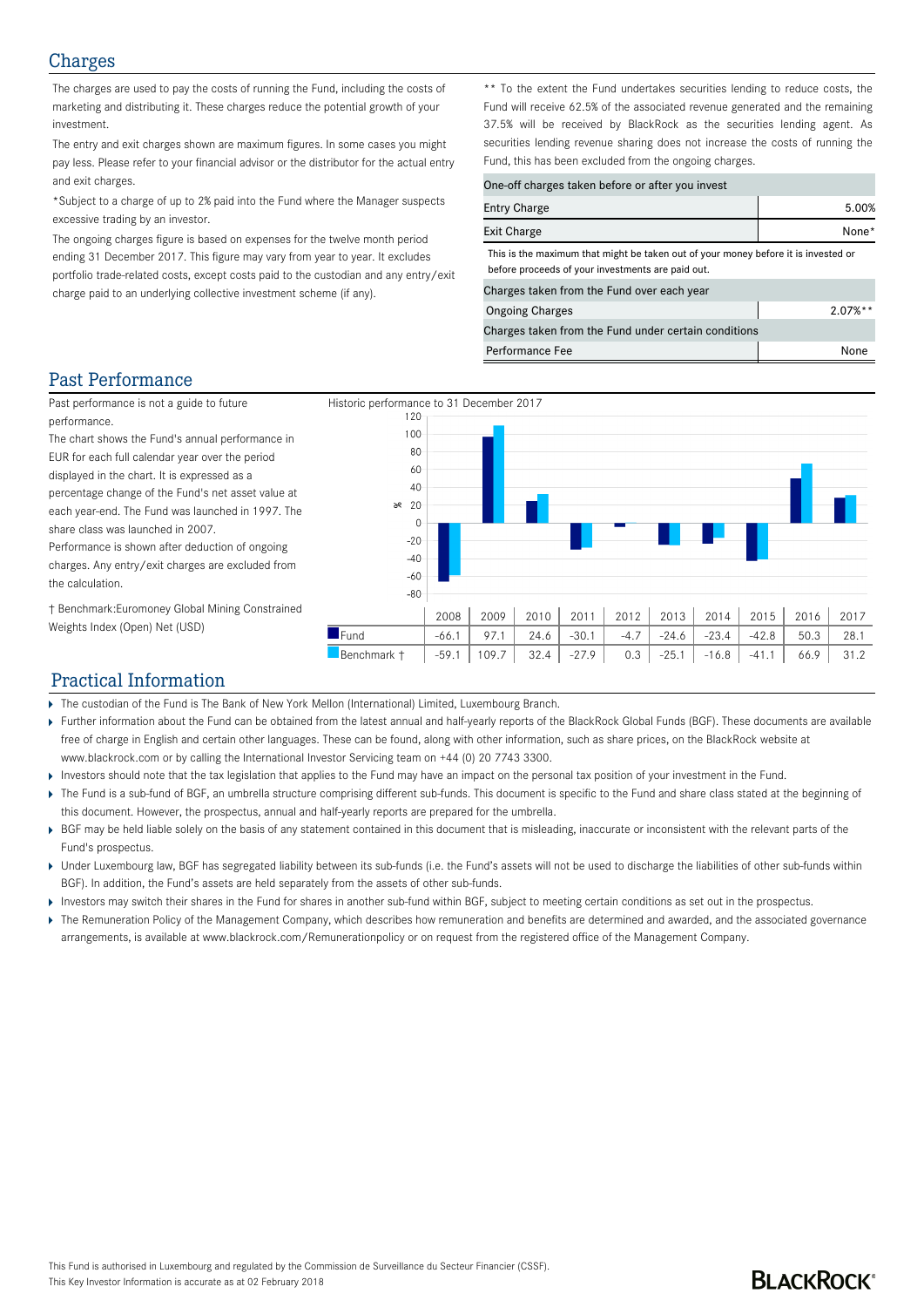## Charges

The charges are used to pay the costs of running the Fund, including the costs of marketing and distributing it. These charges reduce the potential growth of your investment.

The entry and exit charges shown are maximum figures. In some cases you might pay less. Please refer to your financial advisor or the distributor for the actual entry and exit charges.

*Subject to a charge of up to 2% paid into the Fund where the Manager suspects excessive trading by an investor.

The ongoing charges figure is based on expenses for the twelve month period ending 31 December 2017. This figure may vary from year to year. It excludes portfolio trade-related costs, except costs paid to the custodian and any entry/exit charge paid to an underlying collective investment scheme (if any).

** To the extent the Fund undertakes securities lending to reduce costs, the Fund will receive 62.5% of the associated revenue generated and the remaining 37.5% will be received by BlackRock as the securities lending agent. As securities lending revenue sharing does not increase the costs of running the Fund, this has been excluded from the ongoing charges.

| One-off charges taken before or after you invest | |
|---|---|
| Entry Charge | 5.00% |
| Exit Charge | None* |
| This is the maximum that might be taken out of your money before it is invested or before proceeds of your investments are paid out. | |
| **Charges taken from the Fund over each year** | |
| Ongoing Charges | 2.07%** |
| **Charges taken from the Fund under certain conditions** | |
| Performance Fee | None |

## Past Performance

Past performance is not a guide to future performance.

The chart shows the Fund's annual performance in EUR for each full calendar year over the period displayed in the chart. It is expressed as a percentage change of the Fund's net asset value at each year-end. The Fund was launched in 1997. The share class was launched in 2007.

Performance is shown after deduction of ongoing charges. Any entry/exit charges are excluded from the calculation.

† Benchmark:Euromoney Global Mining Constrained Weights Index (Open) Net (USD)

Historic performance to 31 December 2017

%

120
100
80
60
40
20
0
-20
-40
-60
-80

| | 2008 | 2009 | 2010 | 2011 | 2012 | 2013 | 2014 | 2015 | 2016 | 2017 |
|---|---|---|---|---|---|---|---|---|---|---|
| Fund | -66.1 | 97.1 | 24.6 | -30.1 | -4.7 | -24.6 | -23.4 | -42.8 | 50.3 | 28.1 |
| Benchmark † | -59.1 | 109.7 | 32.4 | -27.9 | 0.3 | -25.1 | -16.8 | -41.1 | 66.9 | 31.2 |

## Practical Information

- The custodian of the Fund is The Bank of New York Mellon (International) Limited, Luxembourg Branch.
- Further information about the Fund can be obtained from the latest annual and half-yearly reports of the BlackRock Global Funds (BGF). These documents are available free of charge in English and certain other languages. These can be found, along with other information, such as share prices, on the BlackRock website at www.blackrock.com or by calling the International Investor Servicing team on +44 (0) 20 7743 3300.
- Investors should note that the tax legislation that applies to the Fund may have an impact on the personal tax position of your investment in the Fund.
- The Fund is a sub-fund of BGF, an umbrella structure comprising different sub-funds. This document is specific to the Fund and share class stated at the beginning of this document. However, the prospectus, annual and half-yearly reports are prepared for the umbrella.
- BGF may be held liable solely on the basis of any statement contained in this document that is misleading, inaccurate or inconsistent with the relevant parts of the Fund's prospectus.
- Under Luxembourg law, BGF has segregated liability between its sub-funds (i.e. the Fund's assets will not be used to discharge the liabilities of other sub-funds within BGF). In addition, the Fund's assets are held separately from the assets of other sub-funds.
- Investors may switch their shares in the Fund for shares in another sub-fund within BGF, subject to meeting certain conditions as set out in the prospectus.
- The Remuneration Policy of the Management Company, which describes how remuneration and benefits are determined and awarded, and the associated governance arrangements, is available at www.blackrock.com/Remunerationpolicy or on request from the registered office of the Management Company.

This Fund is authorised in Luxembourg and regulated by the Commission de Surveillance du Secteur Financier (CSSF).
This Key Investor Information is accurate as at 02 February 2018

BLACKROCK®